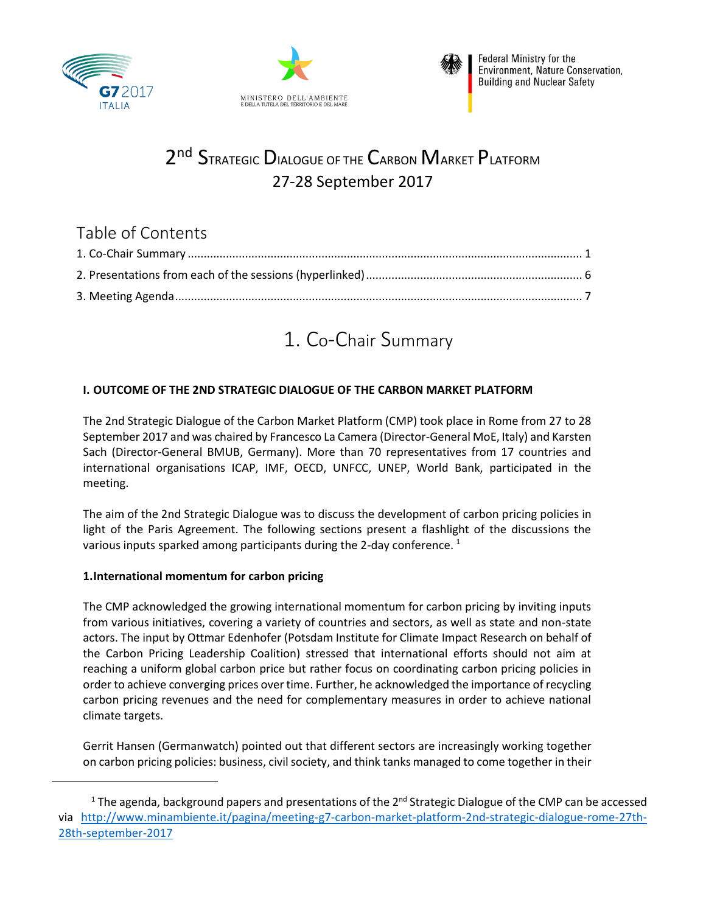Federal Ministry for the Environment, Nature Conservation, Building and Nuclear Safety

MINISTERO DELL'AMBIENTE E DELLA TUTELA DEL TERRITORIO E DEL MARE

G7 2017 ITALIA

# 2nd Strategic Dialogue of the Carbon Market Platform
## 27-28 September 2017

## Table of Contents

1. Co-Chair Summary ............ 1
2. Presentations from each of the sessions (hyperlinked) ............ 6
3. Meeting Agenda ............ 7

# 1. Co-Chair Summary

**I. OUTCOME OF THE 2ND STRATEGIC DIALOGUE OF THE CARBON MARKET PLATFORM**

The 2nd Strategic Dialogue of the Carbon Market Platform (CMP) took place in Rome from 27 to 28 September 2017 and was chaired by Francesco La Camera (Director-General MoE, Italy) and Karsten Sach (Director-General BMUB, Germany). More than 70 representatives from 17 countries and international organisations ICAP, IMF, OECD, UNFCC, UNEP, World Bank, participated in the meeting.

The aim of the 2nd Strategic Dialogue was to discuss the development of carbon pricing policies in light of the Paris Agreement. The following sections present a flashlight of the discussions the various inputs sparked among participants during the 2-day conference. [1]

**1.International momentum for carbon pricing**

The CMP acknowledged the growing international momentum for carbon pricing by inviting inputs from various initiatives, covering a variety of countries and sectors, as well as state and non-state actors. The input by Ottmar Edenhofer (Potsdam Institute for Climate Impact Research on behalf of the Carbon Pricing Leadership Coalition) stressed that international efforts should not aim at reaching a uniform global carbon price but rather focus on coordinating carbon pricing policies in order to achieve converging prices over time. Further, he acknowledged the importance of recycling carbon pricing revenues and the need for complementary measures in order to achieve national climate targets.

Gerrit Hansen (Germanwatch) pointed out that different sectors are increasingly working together on carbon pricing policies: business, civil society, and think tanks managed to come together in their

---

[1] The agenda, background papers and presentations of the 2nd Strategic Dialogue of the CMP can be accessed via http://www.minambiente.it/pagina/meeting-g7-carbon-market-platform-2nd-strategic-dialogue-rome-27th-28th-september-2017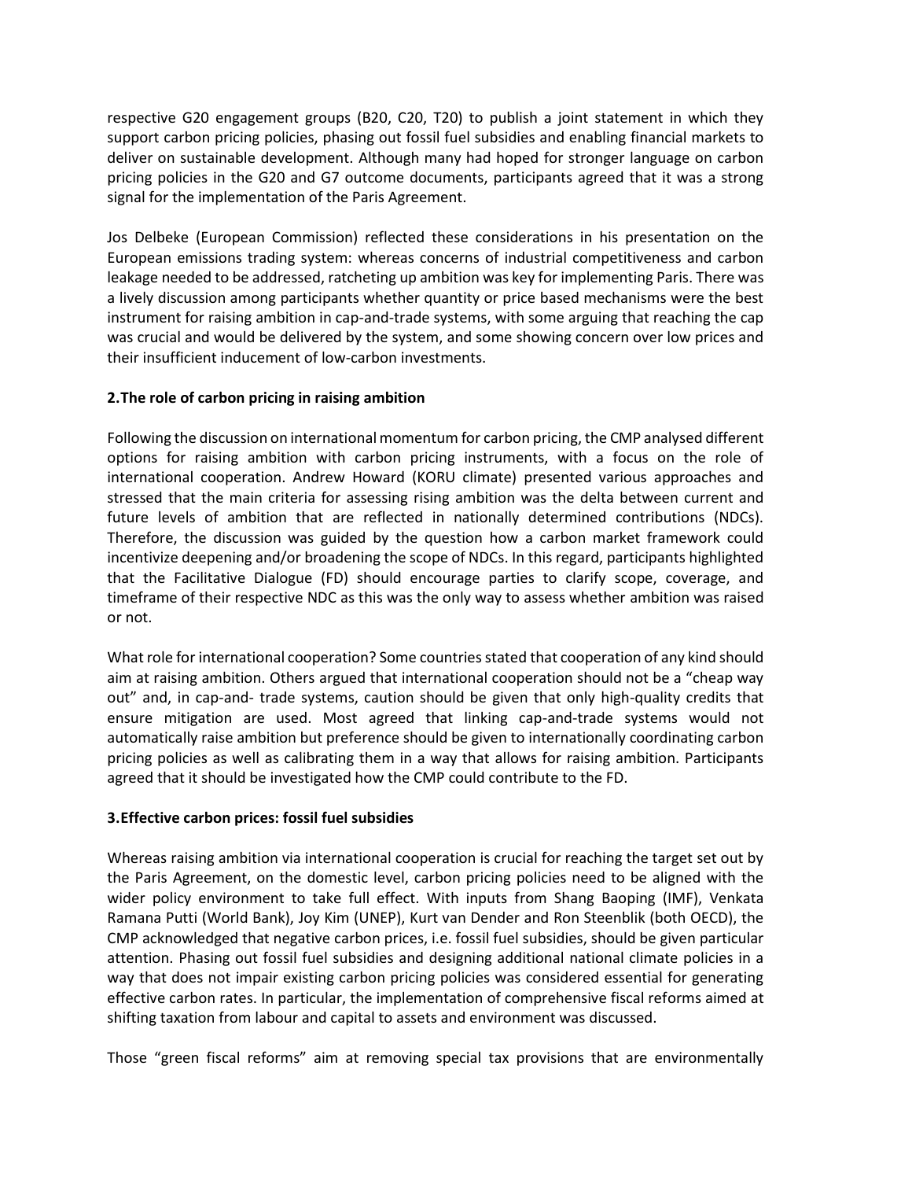respective G20 engagement groups (B20, C20, T20) to publish a joint statement in which they support carbon pricing policies, phasing out fossil fuel subsidies and enabling financial markets to deliver on sustainable development. Although many had hoped for stronger language on carbon pricing policies in the G20 and G7 outcome documents, participants agreed that it was a strong signal for the implementation of the Paris Agreement.

Jos Delbeke (European Commission) reflected these considerations in his presentation on the European emissions trading system: whereas concerns of industrial competitiveness and carbon leakage needed to be addressed, ratcheting up ambition was key for implementing Paris. There was a lively discussion among participants whether quantity or price based mechanisms were the best instrument for raising ambition in cap-and-trade systems, with some arguing that reaching the cap was crucial and would be delivered by the system, and some showing concern over low prices and their insufficient inducement of low-carbon investments.

**2.The role of carbon pricing in raising ambition**

Following the discussion on international momentum for carbon pricing, the CMP analysed different options for raising ambition with carbon pricing instruments, with a focus on the role of international cooperation. Andrew Howard (KORU climate) presented various approaches and stressed that the main criteria for assessing rising ambition was the delta between current and future levels of ambition that are reflected in nationally determined contributions (NDCs). Therefore, the discussion was guided by the question how a carbon market framework could incentivize deepening and/or broadening the scope of NDCs. In this regard, participants highlighted that the Facilitative Dialogue (FD) should encourage parties to clarify scope, coverage, and timeframe of their respective NDC as this was the only way to assess whether ambition was raised or not.

What role for international cooperation? Some countries stated that cooperation of any kind should aim at raising ambition. Others argued that international cooperation should not be a "cheap way out" and, in cap-and- trade systems, caution should be given that only high-quality credits that ensure mitigation are used. Most agreed that linking cap-and-trade systems would not automatically raise ambition but preference should be given to internationally coordinating carbon pricing policies as well as calibrating them in a way that allows for raising ambition. Participants agreed that it should be investigated how the CMP could contribute to the FD.

**3.Effective carbon prices: fossil fuel subsidies**

Whereas raising ambition via international cooperation is crucial for reaching the target set out by the Paris Agreement, on the domestic level, carbon pricing policies need to be aligned with the wider policy environment to take full effect. With inputs from Shang Baoping (IMF), Venkata Ramana Putti (World Bank), Joy Kim (UNEP), Kurt van Dender and Ron Steenblik (both OECD), the CMP acknowledged that negative carbon prices, i.e. fossil fuel subsidies, should be given particular attention. Phasing out fossil fuel subsidies and designing additional national climate policies in a way that does not impair existing carbon pricing policies was considered essential for generating effective carbon rates. In particular, the implementation of comprehensive fiscal reforms aimed at shifting taxation from labour and capital to assets and environment was discussed.

Those "green fiscal reforms" aim at removing special tax provisions that are environmentally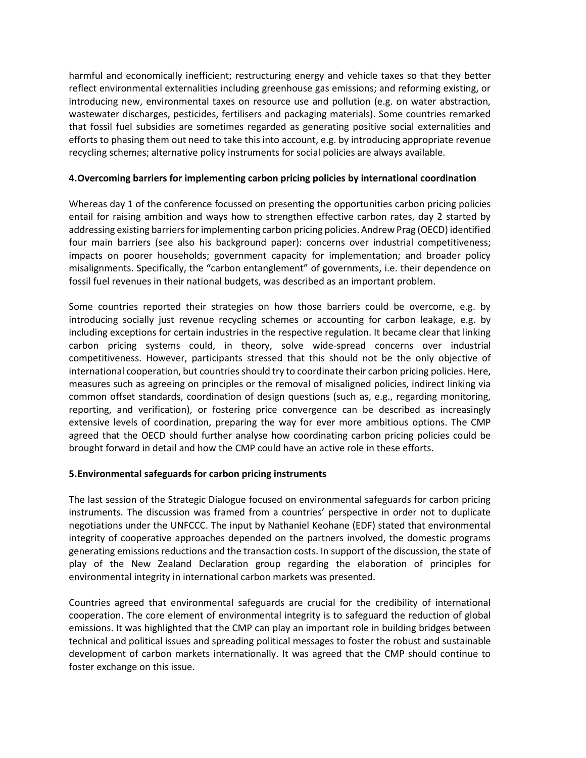harmful and economically inefficient; restructuring energy and vehicle taxes so that they better reflect environmental externalities including greenhouse gas emissions; and reforming existing, or introducing new, environmental taxes on resource use and pollution (e.g. on water abstraction, wastewater discharges, pesticides, fertilisers and packaging materials). Some countries remarked that fossil fuel subsidies are sometimes regarded as generating positive social externalities and efforts to phasing them out need to take this into account, e.g. by introducing appropriate revenue recycling schemes; alternative policy instruments for social policies are always available.

## 4. Overcoming barriers for implementing carbon pricing policies by international coordination

Whereas day 1 of the conference focussed on presenting the opportunities carbon pricing policies entail for raising ambition and ways how to strengthen effective carbon rates, day 2 started by addressing existing barriers for implementing carbon pricing policies. Andrew Prag (OECD) identified four main barriers (see also his background paper): concerns over industrial competitiveness; impacts on poorer households; government capacity for implementation; and broader policy misalignments. Specifically, the "carbon entanglement" of governments, i.e. their dependence on fossil fuel revenues in their national budgets, was described as an important problem.

Some countries reported their strategies on how those barriers could be overcome, e.g. by introducing socially just revenue recycling schemes or accounting for carbon leakage, e.g. by including exceptions for certain industries in the respective regulation. It became clear that linking carbon pricing systems could, in theory, solve wide-spread concerns over industrial competitiveness. However, participants stressed that this should not be the only objective of international cooperation, but countries should try to coordinate their carbon pricing policies. Here, measures such as agreeing on principles or the removal of misaligned policies, indirect linking via common offset standards, coordination of design questions (such as, e.g., regarding monitoring, reporting, and verification), or fostering price convergence can be described as increasingly extensive levels of coordination, preparing the way for ever more ambitious options. The CMP agreed that the OECD should further analyse how coordinating carbon pricing policies could be brought forward in detail and how the CMP could have an active role in these efforts.

## 5. Environmental safeguards for carbon pricing instruments

The last session of the Strategic Dialogue focused on environmental safeguards for carbon pricing instruments. The discussion was framed from a countries' perspective in order not to duplicate negotiations under the UNFCCC. The input by Nathaniel Keohane (EDF) stated that environmental integrity of cooperative approaches depended on the partners involved, the domestic programs generating emissions reductions and the transaction costs. In support of the discussion, the state of play of the New Zealand Declaration group regarding the elaboration of principles for environmental integrity in international carbon markets was presented.

Countries agreed that environmental safeguards are crucial for the credibility of international cooperation. The core element of environmental integrity is to safeguard the reduction of global emissions. It was highlighted that the CMP can play an important role in building bridges between technical and political issues and spreading political messages to foster the robust and sustainable development of carbon markets internationally. It was agreed that the CMP should continue to foster exchange on this issue.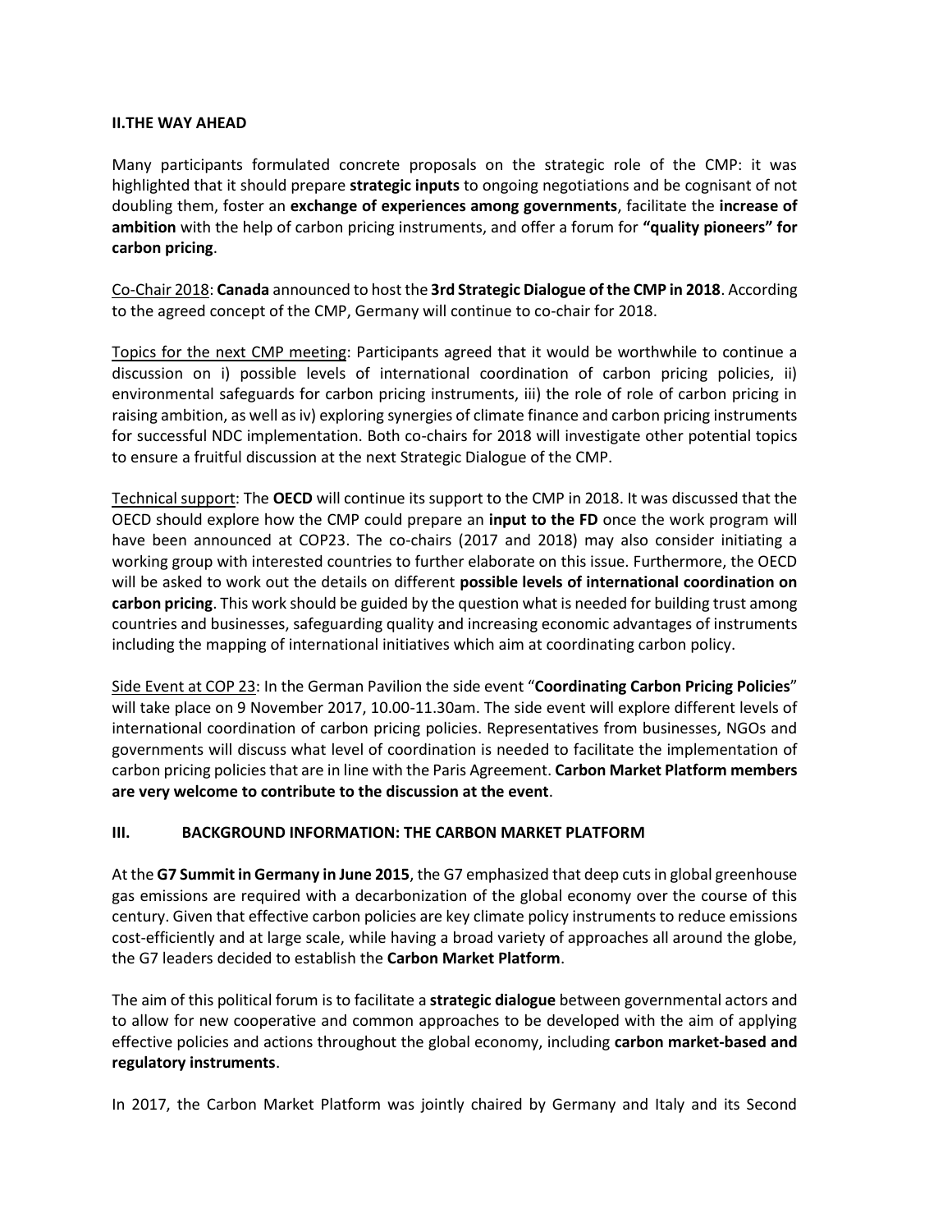## II.THE WAY AHEAD

Many participants formulated concrete proposals on the strategic role of the CMP: it was highlighted that it should prepare **strategic inputs** to ongoing negotiations and be cognisant of not doubling them, foster an **exchange of experiences among governments**, facilitate the **increase of ambition** with the help of carbon pricing instruments, and offer a forum for **"quality pioneers" for carbon pricing**.

Co-Chair 2018: **Canada** announced to host the **3rd Strategic Dialogue of the CMP in 2018**. According to the agreed concept of the CMP, Germany will continue to co-chair for 2018.

Topics for the next CMP meeting: Participants agreed that it would be worthwhile to continue a discussion on i) possible levels of international coordination of carbon pricing policies, ii) environmental safeguards for carbon pricing instruments, iii) the role of role of carbon pricing in raising ambition, as well as iv) exploring synergies of climate finance and carbon pricing instruments for successful NDC implementation. Both co-chairs for 2018 will investigate other potential topics to ensure a fruitful discussion at the next Strategic Dialogue of the CMP.

Technical support: The **OECD** will continue its support to the CMP in 2018. It was discussed that the OECD should explore how the CMP could prepare an **input to the FD** once the work program will have been announced at COP23. The co-chairs (2017 and 2018) may also consider initiating a working group with interested countries to further elaborate on this issue. Furthermore, the OECD will be asked to work out the details on different **possible levels of international coordination on carbon pricing**. This work should be guided by the question what is needed for building trust among countries and businesses, safeguarding quality and increasing economic advantages of instruments including the mapping of international initiatives which aim at coordinating carbon policy.

Side Event at COP 23: In the German Pavilion the side event "**Coordinating Carbon Pricing Policies**" will take place on 9 November 2017, 10.00-11.30am. The side event will explore different levels of international coordination of carbon pricing policies. Representatives from businesses, NGOs and governments will discuss what level of coordination is needed to facilitate the implementation of carbon pricing policies that are in line with the Paris Agreement. **Carbon Market Platform members are very welcome to contribute to the discussion at the event**.

## III. BACKGROUND INFORMATION: THE CARBON MARKET PLATFORM

At the **G7 Summit in Germany in June 2015**, the G7 emphasized that deep cuts in global greenhouse gas emissions are required with a decarbonization of the global economy over the course of this century. Given that effective carbon policies are key climate policy instruments to reduce emissions cost-efficiently and at large scale, while having a broad variety of approaches all around the globe, the G7 leaders decided to establish the **Carbon Market Platform**.

The aim of this political forum is to facilitate a **strategic dialogue** between governmental actors and to allow for new cooperative and common approaches to be developed with the aim of applying effective policies and actions throughout the global economy, including **carbon market-based and regulatory instruments**.

In 2017, the Carbon Market Platform was jointly chaired by Germany and Italy and its Second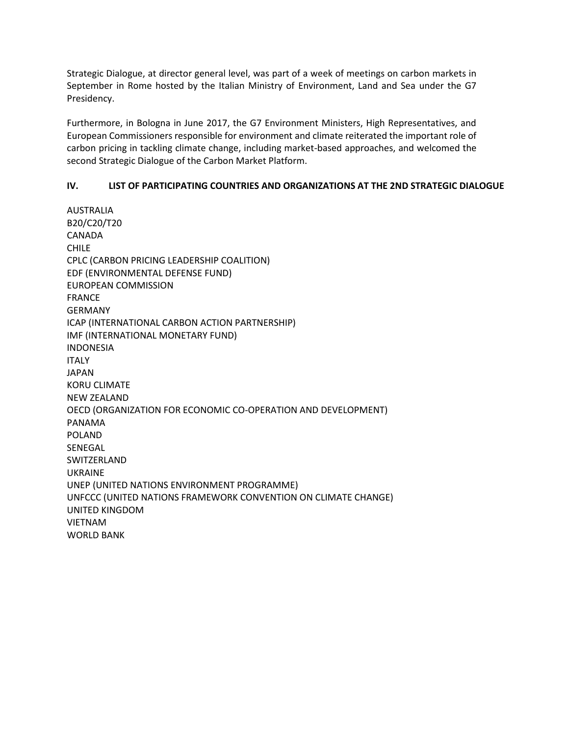Strategic Dialogue, at director general level, was part of a week of meetings on carbon markets in September in Rome hosted by the Italian Ministry of Environment, Land and Sea under the G7 Presidency.

Furthermore, in Bologna in June 2017, the G7 Environment Ministers, High Representatives, and European Commissioners responsible for environment and climate reiterated the important role of carbon pricing in tackling climate change, including market-based approaches, and welcomed the second Strategic Dialogue of the Carbon Market Platform.

## IV. LIST OF PARTICIPATING COUNTRIES AND ORGANIZATIONS AT THE 2ND STRATEGIC DIALOGUE

AUSTRALIA
B20/C20/T20
CANADA
CHILE
CPLC (CARBON PRICING LEADERSHIP COALITION)
EDF (ENVIRONMENTAL DEFENSE FUND)
EUROPEAN COMMISSION
FRANCE
GERMANY
ICAP (INTERNATIONAL CARBON ACTION PARTNERSHIP)
IMF (INTERNATIONAL MONETARY FUND)
INDONESIA
ITALY
JAPAN
KORU CLIMATE
NEW ZEALAND
OECD (ORGANIZATION FOR ECONOMIC CO-OPERATION AND DEVELOPMENT)
PANAMA
POLAND
SENEGAL
SWITZERLAND
UKRAINE
UNEP (UNITED NATIONS ENVIRONMENT PROGRAMME)
UNFCCC (UNITED NATIONS FRAMEWORK CONVENTION ON CLIMATE CHANGE)
UNITED KINGDOM
VIETNAM
WORLD BANK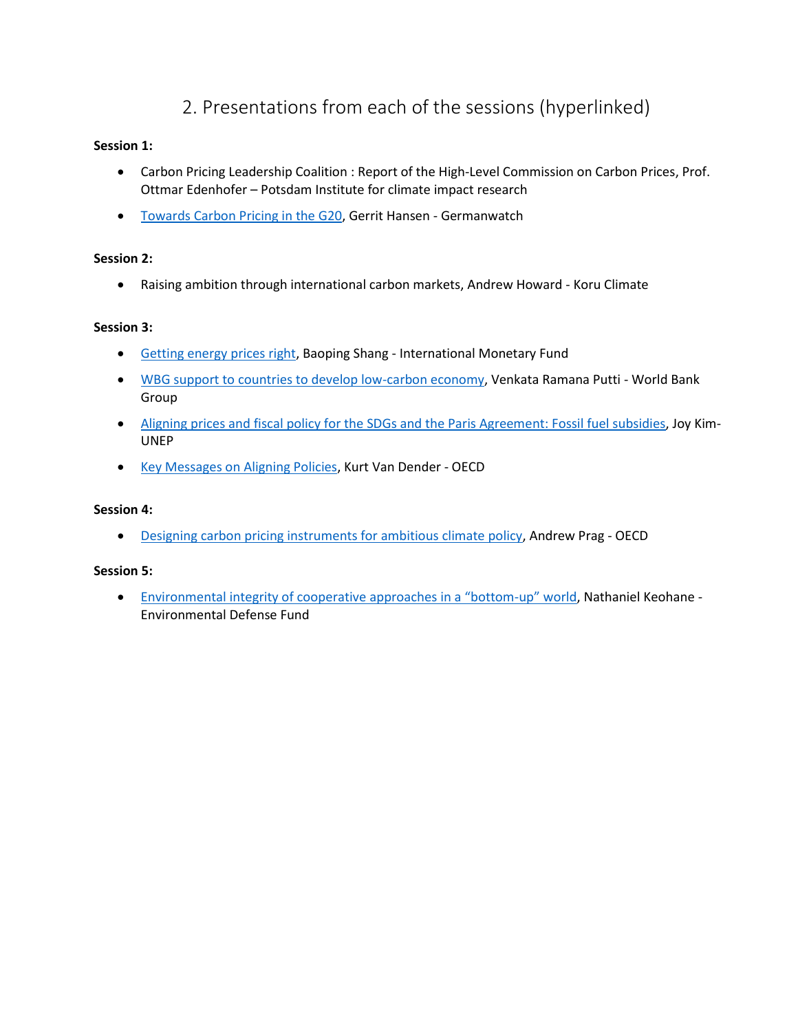## 2. Presentations from each of the sessions (hyperlinked)

**Session 1:**

- Carbon Pricing Leadership Coalition : Report of the High-Level Commission on Carbon Prices, Prof. Ottmar Edenhofer – Potsdam Institute for climate impact research
- Towards Carbon Pricing in the G20, Gerrit Hansen - Germanwatch

**Session 2:**

- Raising ambition through international carbon markets, Andrew Howard - Koru Climate

**Session 3:**

- Getting energy prices right, Baoping Shang - International Monetary Fund
- WBG support to countries to develop low-carbon economy, Venkata Ramana Putti - World Bank Group
- Aligning prices and fiscal policy for the SDGs and the Paris Agreement: Fossil fuel subsidies, Joy Kim-UNEP
- Key Messages on Aligning Policies, Kurt Van Dender - OECD

**Session 4:**

- Designing carbon pricing instruments for ambitious climate policy, Andrew Prag - OECD

**Session 5:**

- Environmental integrity of cooperative approaches in a “bottom-up” world, Nathaniel Keohane - Environmental Defense Fund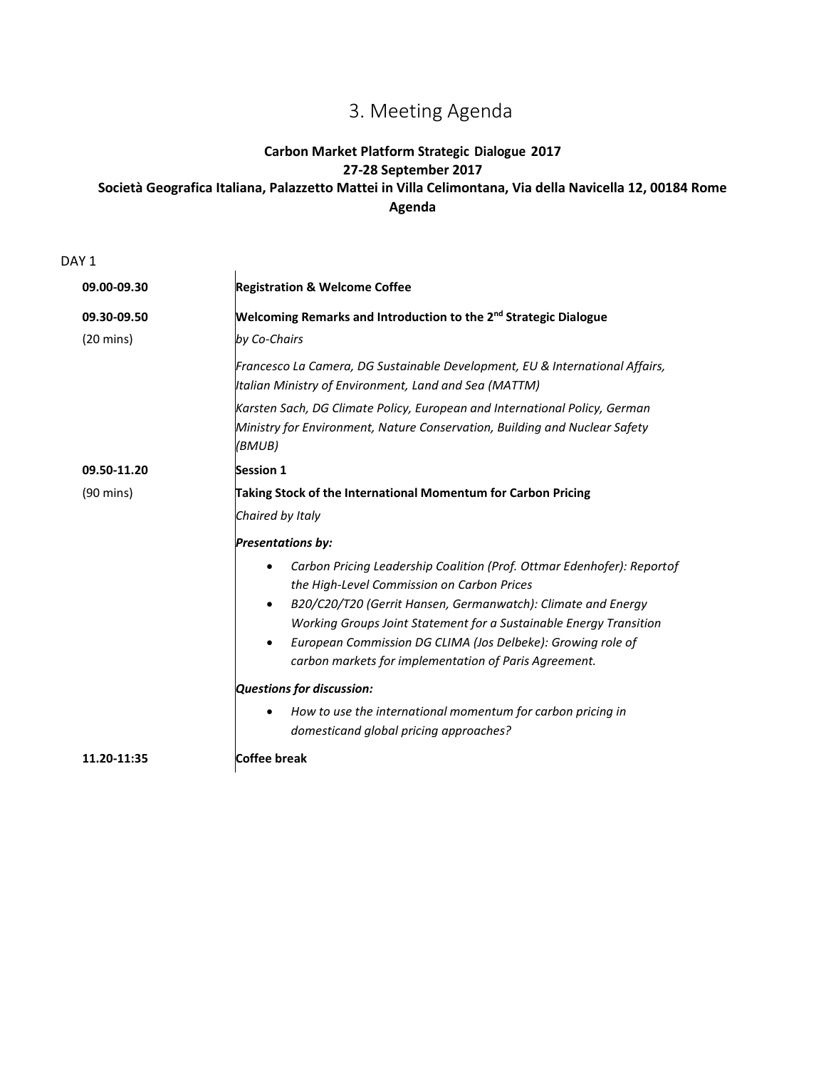# 3. Meeting Agenda

**Carbon Market Platform Strategic Dialogue 2017**
**27-28 September 2017**
**Società Geografica Italiana, Palazzetto Mattei in Villa Celimontana, Via della Navicella 12, 00184 Rome**
**Agenda**

DAY 1

| | |
|---|---|
| **09.00-09.30** | **Registration & Welcome Coffee** |
| **09.30-09.50**<br>(20 mins) | **Welcoming Remarks and Introduction to the 2nd Strategic Dialogue**<br>*by Co-Chairs*<br>*Francesco La Camera, DG Sustainable Development, EU & International Affairs, Italian Ministry of Environment, Land and Sea (MATTM)*<br>*Karsten Sach, DG Climate Policy, European and International Policy, German Ministry for Environment, Nature Conservation, Building and Nuclear Safety (BMUB)* |
| **09.50-11.20**<br>(90 mins) | **Session 1**<br>**Taking Stock of the International Momentum for Carbon Pricing**<br>*Chaired by Italy*<br>***Presentations by:***<br>• *Carbon Pricing Leadership Coalition (Prof. Ottmar Edenhofer): Reportof the High-Level Commission on Carbon Prices*<br>• *B20/C20/T20 (Gerrit Hansen, Germanwatch): Climate and Energy Working Groups Joint Statement for a Sustainable Energy Transition*<br>• *European Commission DG CLIMA (Jos Delbeke): Growing role of carbon markets for implementation of Paris Agreement.*<br>***Questions for discussion:***<br>• *How to use the international momentum for carbon pricing in domesticand global pricing approaches?* |
| **11.20-11:35** | **Coffee break** |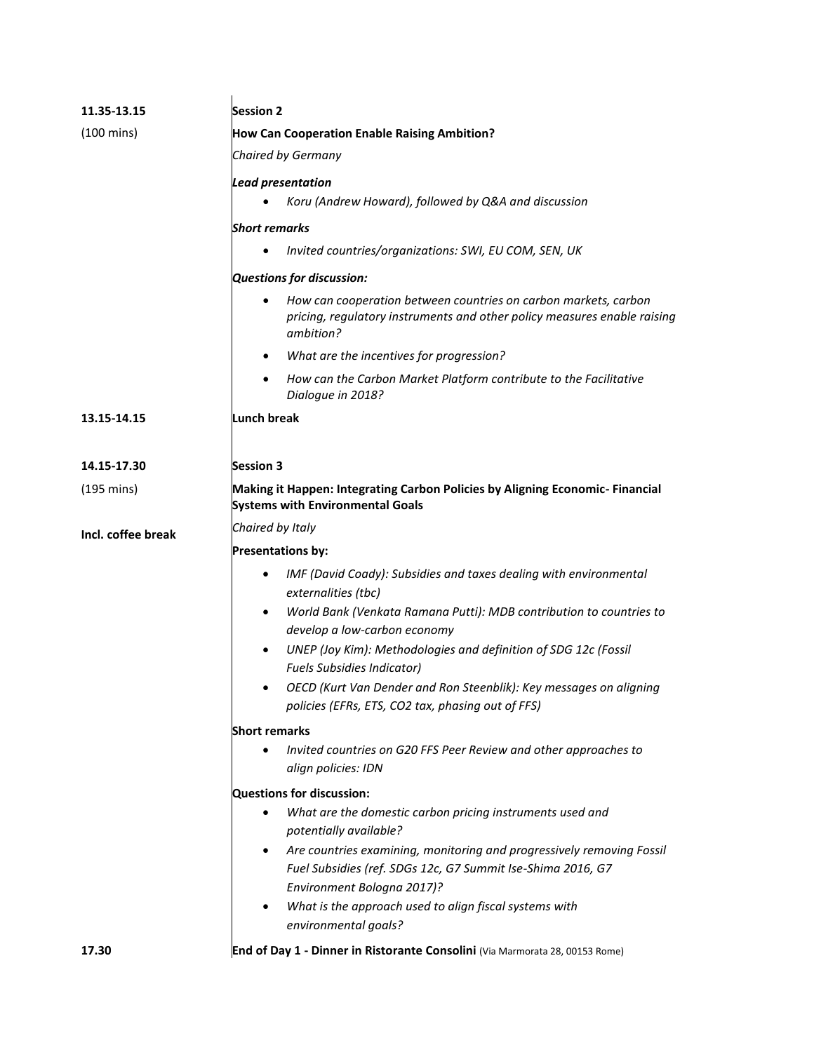| | |
|---|---|
| **11.35-13.15**<br>(100 mins) | **Session 2**<br>**How Can Cooperation Enable Raising Ambition?**<br>*Chaired by Germany*<br>***Lead presentation***<br>• *Koru (Andrew Howard), followed by Q&A and discussion*<br>***Short remarks***<br>• *Invited countries/organizations: SWI, EU COM, SEN, UK*<br>***Questions for discussion:***<br>• *How can cooperation between countries on carbon markets, carbon pricing, regulatory instruments and other policy measures enable raising ambition?*<br>• *What are the incentives for progression?*<br>• *How can the Carbon Market Platform contribute to the Facilitative Dialogue in 2018?* |
| **13.15-14.15** | **Lunch break** |
| **14.15-17.30**<br>(195 mins)<br>**Incl. coffee break** | **Session 3**<br>**Making it Happen: Integrating Carbon Policies by Aligning Economic- Financial Systems with Environmental Goals**<br>*Chaired by Italy*<br>**Presentations by:**<br>• *IMF (David Coady): Subsidies and taxes dealing with environmental externalities (tbc)*<br>• *World Bank (Venkata Ramana Putti): MDB contribution to countries to develop a low-carbon economy*<br>• *UNEP (Joy Kim): Methodologies and definition of SDG 12c (Fossil Fuels Subsidies Indicator)*<br>• *OECD (Kurt Van Dender and Ron Steenblik): Key messages on aligning policies (EFRs, ETS, CO2 tax, phasing out of FFS)*<br>**Short remarks**<br>• *Invited countries on G20 FFS Peer Review and other approaches to align policies: IDN*<br>**Questions for discussion:**<br>• *What are the domestic carbon pricing instruments used and potentially available?*<br>• *Are countries examining, monitoring and progressively removing Fossil Fuel Subsidies (ref. SDGs 12c, G7 Summit Ise-Shima 2016, G7 Environment Bologna 2017)?*<br>• *What is the approach used to align fiscal systems with environmental goals?* |
| **17.30** | **End of Day 1 - Dinner in Ristorante Consolini** (Via Marmorata 28, 00153 Rome) |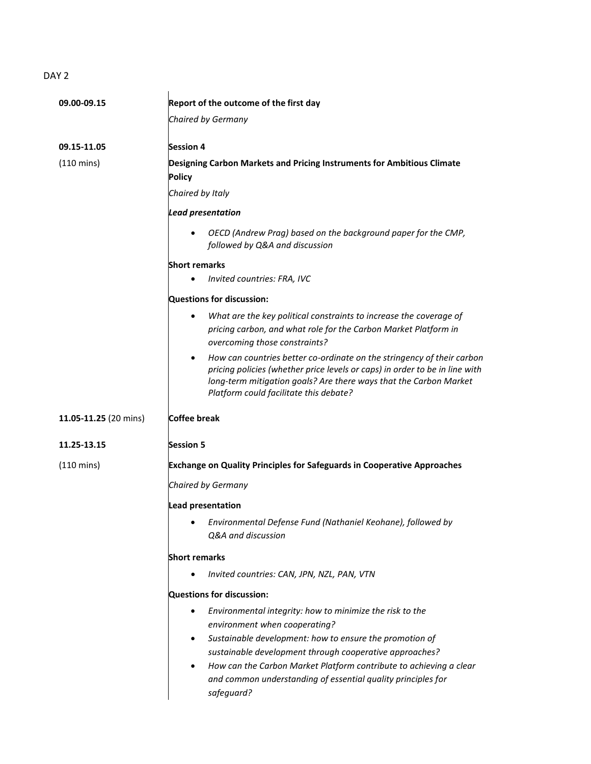DAY 2

| | |
|---|---|
| **09.00-09.15** | **Report of the outcome of the first day**<br>*Chaired by Germany* |
| **09.15-11.05**<br>(110 mins) | **Session 4**<br>**Designing Carbon Markets and Pricing Instruments for Ambitious Climate Policy**<br>*Chaired by Italy*<br>***Lead presentation***<br>• *OECD (Andrew Prag) based on the background paper for the CMP, followed by Q&A and discussion*<br>**Short remarks**<br>• *Invited countries: FRA, IVC*<br>**Questions for discussion:**<br>• *What are the key political constraints to increase the coverage of pricing carbon, and what role for the Carbon Market Platform in overcoming those constraints?*<br>• *How can countries better co-ordinate on the stringency of their carbon pricing policies (whether price levels or caps) in order to be in line with long-term mitigation goals? Are there ways that the Carbon Market Platform could facilitate this debate?* |
| **11.05-11.25** (20 mins) | **Coffee break** |
| **11.25-13.15**<br>(110 mins) | **Session 5**<br>**Exchange on Quality Principles for Safeguards in Cooperative Approaches**<br>*Chaired by Germany*<br>**Lead presentation**<br>• *Environmental Defense Fund (Nathaniel Keohane), followed by Q&A and discussion*<br>**Short remarks**<br>• *Invited countries: CAN, JPN, NZL, PAN, VTN*<br>**Questions for discussion:**<br>• *Environmental integrity: how to minimize the risk to the environment when cooperating?*<br>• *Sustainable development: how to ensure the promotion of sustainable development through cooperative approaches?*<br>• *How can the Carbon Market Platform contribute to achieving a clear and common understanding of essential quality principles for safeguard?* |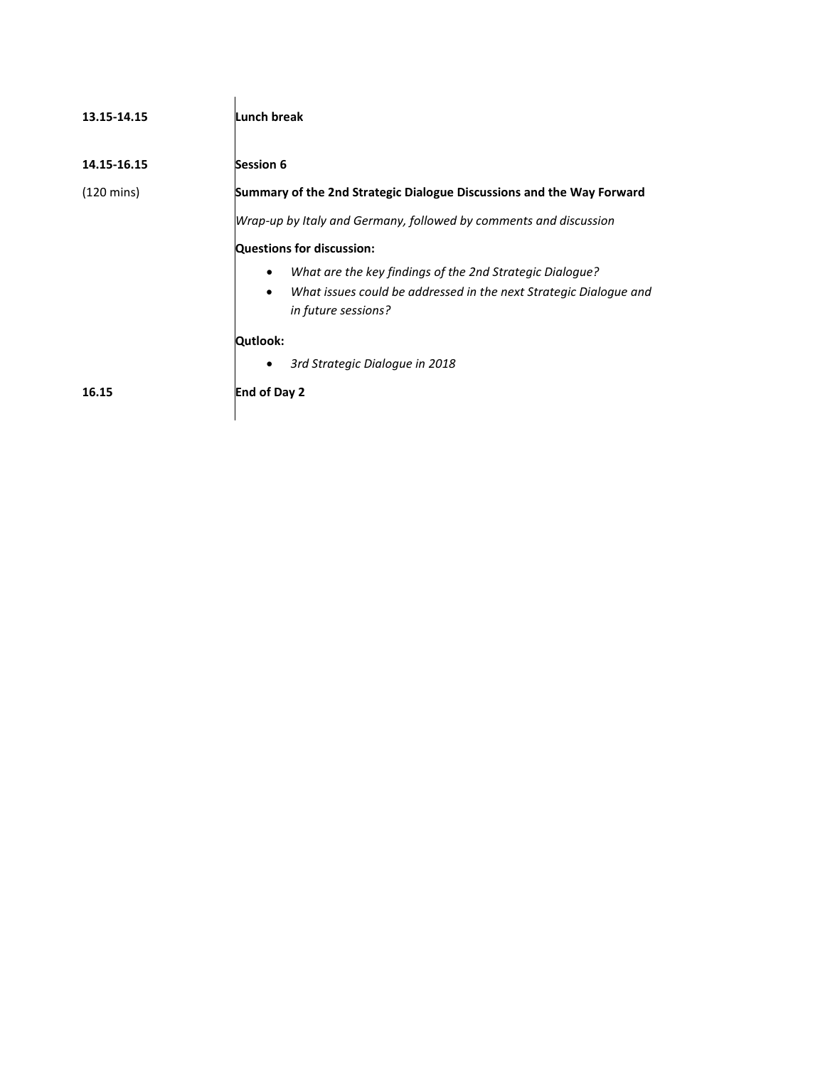| | |
|---|---|
| **13.15-14.15** | **Lunch break** |
| **14.15-16.15**<br>(120 mins) | **Session 6**<br>**Summary of the 2nd Strategic Dialogue Discussions and the Way Forward**<br>*Wrap-up by Italy and Germany, followed by comments and discussion*<br>**Questions for discussion:**<br>• *What are the key findings of the 2nd Strategic Dialogue?*<br>• *What issues could be addressed in the next Strategic Dialogue and in future sessions?*<br>**Qutlook:**<br>• *3rd Strategic Dialogue in 2018* |
| **16.15** | **End of Day 2** |